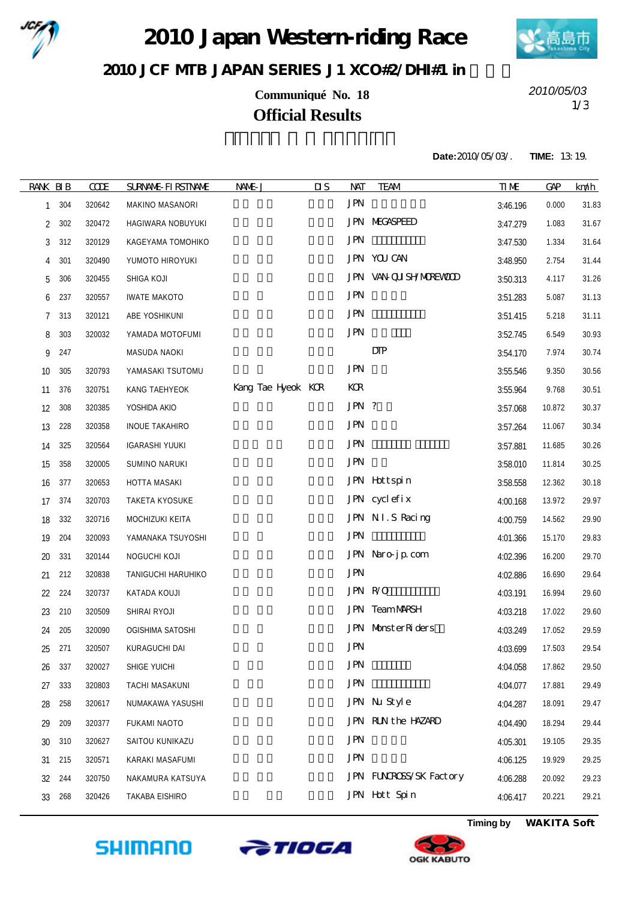# 2010 Japan Western-riding Race

## 2010 JCF MTB JAPAN SERIES J1 XCO#2/DHI#1 in

**Communiqué No. 18**

2010/05/03

**Official Results**

**Date:** 2010/05/03/. **TIME:** 13:19.

| RANK | BIB | CODE | SURNAME-FIRSTNAME | NAME-J | DIS | NAT | TEAM | TIME | GAP | km/h |
|---|---|---|---|---|---|---|---|---|---|---|
| 1 | 304 | 320642 | MAKINO MASANORI | | | JPN | | 3:46.196 | 0.000 | 31.83 |
| 2 | 302 | 320472 | HAGIWARA NOBUYUKI | | | JPN | MEGASPEED | 3:47.279 | 1.083 | 31.67 |
| 3 | 312 | 320129 | KAGEYAMA TOMOHIKO | | | JPN | | 3:47.530 | 1.334 | 31.64 |
| 4 | 301 | 320490 | YUMOTO HIROYUKI | | | JPN | YOU CAN | 3:48.950 | 2.754 | 31.44 |
| 5 | 306 | 320455 | SHIGA KOJI | | | JPN | VAN-QUISH/MOREWOOD | 3:50.313 | 4.117 | 31.26 |
| 6 | 237 | 320557 | IWATE MAKOTO | | | JPN | | 3:51.283 | 5.087 | 31.13 |
| 7 | 313 | 320121 | ABE YOSHIKUNI | | | JPN | | 3:51.415 | 5.218 | 31.11 |
| 8 | 303 | 320032 | YAMADA MOTOFUMI | | | JPN | | 3:52.745 | 6.549 | 30.93 |
| 9 | 247 | | MASUDA NAOKI | | | | DTP | 3:54.170 | 7.974 | 30.74 |
| 10 | 305 | 320793 | YAMASAKI TSUTOMU | | | JPN | | 3:55.546 | 9.350 | 30.56 |
| 11 | 376 | 320751 | KANG TAEHYEOK | Kang Tae Hyeok | KOR | KOR | | 3:55.964 | 9.768 | 30.51 |
| 12 | 308 | 320385 | YOSHIDA AKIO | | | JPN | ? | 3:57.068 | 10.872 | 30.37 |
| 13 | 228 | 320358 | INOUE TAKAHIRO | | | JPN | | 3:57.264 | 11.067 | 30.34 |
| 14 | 325 | 320564 | IGARASHI YUUKI | | | JPN | | 3:57.881 | 11.685 | 30.26 |
| 15 | 358 | 320005 | SUMINO NARUKI | | | JPN | | 3:58.010 | 11.814 | 30.25 |
| 16 | 377 | 320653 | HOTTA MASAKI | | | JPN | Hottspin | 3:58.558 | 12.362 | 30.18 |
| 17 | 374 | 320703 | TAKETA KYOSUKE | | | JPN | cyclefix | 4:00.168 | 13.972 | 29.97 |
| 18 | 332 | 320716 | MOCHIZUKI KEITA | | | JPN | N.I.S Racing | 4:00.759 | 14.562 | 29.90 |
| 19 | 204 | 320093 | YAMANAKA TSUYOSHI | | | JPN | | 4:01.366 | 15.170 | 29.83 |
| 20 | 331 | 320144 | NOGUCHI KOJI | | | JPN | Naro-jp.com | 4:02.396 | 16.200 | 29.70 |
| 21 | 212 | 320838 | TANIGUCHI HARUHIKO | | | JPN | | 4:02.886 | 16.690 | 29.64 |
| 22 | 224 | 320737 | KATADA KOUJI | | | JPN | R/O | 4:03.191 | 16.994 | 29.60 |
| 23 | 210 | 320509 | SHIRAI RYOJI | | | JPN | Team MARSH | 4:03.218 | 17.022 | 29.60 |
| 24 | 205 | 320090 | OGISHIMA SATOSHI | | | JPN | MonsterRiders | 4:03.249 | 17.052 | 29.59 |
| 25 | 271 | 320507 | KURAGUCHI DAI | | | JPN | | 4:03.699 | 17.503 | 29.54 |
| 26 | 337 | 320027 | SHIGE YUICHI | | | JPN | | 4:04.058 | 17.862 | 29.50 |
| 27 | 333 | 320803 | TACHI MASAKUNI | | | JPN | | 4:04.077 | 17.881 | 29.49 |
| 28 | 258 | 320617 | NUMAKAWA YASUSHI | | | JPN | Nu Style | 4:04.287 | 18.091 | 29.47 |
| 29 | 209 | 320377 | FUKAMI NAOTO | | | JPN | RUN the HAZARD | 4:04.490 | 18.294 | 29.44 |
| 30 | 310 | 320627 | SAITOU KUNIKAZU | | | JPN | | 4:05.301 | 19.105 | 29.35 |
| 31 | 215 | 320571 | KARAKI MASAFUMI | | | JPN | | 4:06.125 | 19.929 | 29.25 |
| 32 | 244 | 320750 | NAKAMURA KATSUYA | | | JPN | FUNCROSS/SK Factory | 4:06.288 | 20.092 | 29.23 |
| 33 | 268 | 320426 | TAKABA EISHIRO | | | JPN | Hott Spin | 4:06.417 | 20.221 | 29.21 |

Timing by **WAKITA Soft**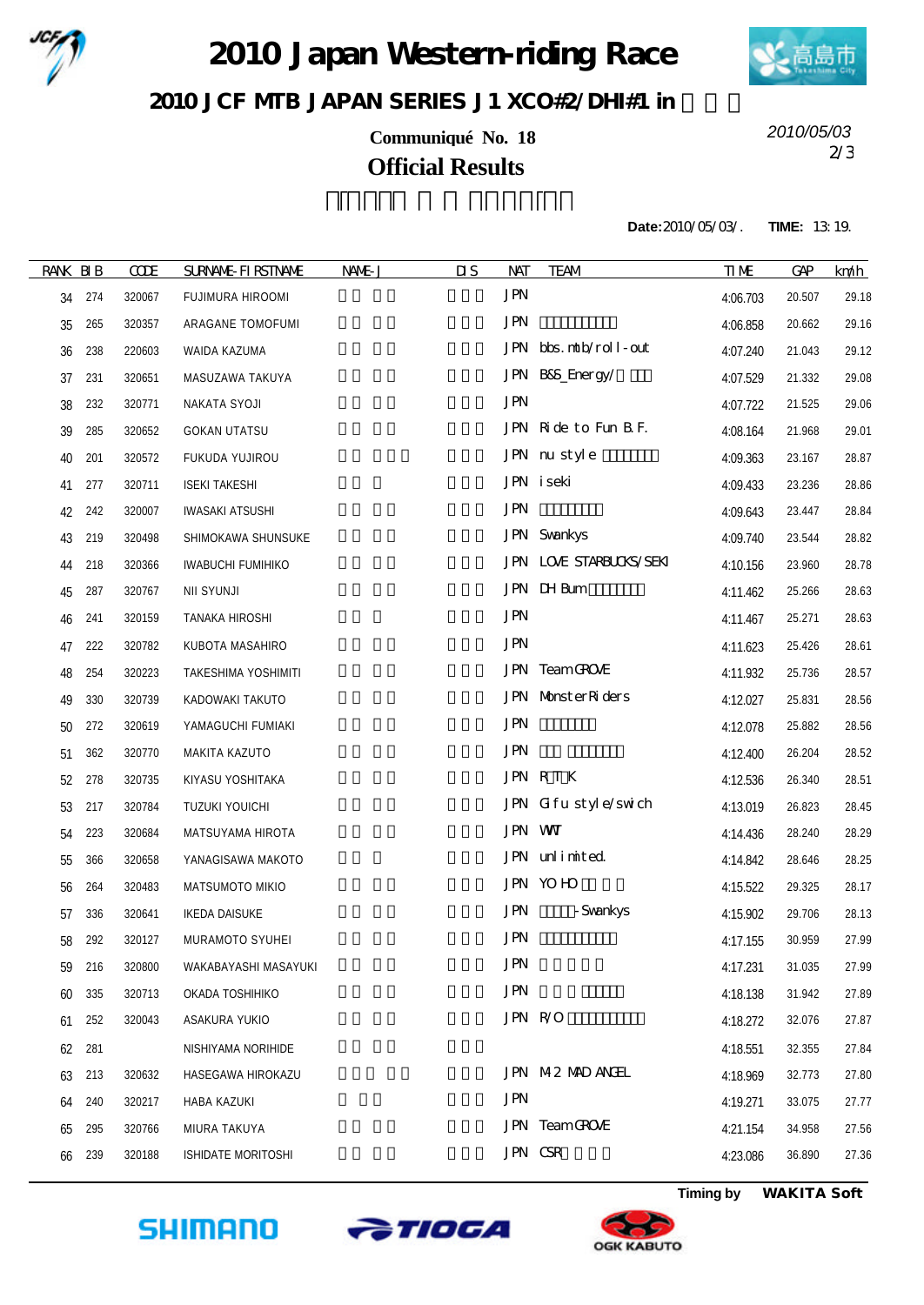# 2010 Japan Western-riding Race

## 2010 JCF MTB JAPAN SERIES J1 XCO#2/DHI#1 in

**Communiqué No. 18**

**Official Results**

2010/05/03

**Date:** 2010/05/03/. **TIME:** 13:19.

| RANK | BIB | CODE | SURNAME-FIRSTNAME | NAME-J | DIS | NAT | TEAM | TIME | GAP | km/h |
|---|---|---|---|---|---|---|---|---|---|---|
| 34 | 274 | 320067 | FUJIMURA HIROOMI | | | JPN | | 4:06.703 | 20.507 | 29.18 |
| 35 | 265 | 320357 | ARAGANE TOMOFUMI | | | JPN | | 4:06.858 | 20.662 | 29.16 |
| 36 | 238 | 220603 | WAIDA KAZUMA | | | JPN | bbs.mtb/roll-out | 4:07.240 | 21.043 | 29.12 |
| 37 | 231 | 320651 | MASUZAWA TAKUYA | | | JPN | B&S_Energy/ | 4:07.529 | 21.332 | 29.08 |
| 38 | 232 | 320771 | NAKATA SYOJI | | | JPN | | 4:07.722 | 21.525 | 29.06 |
| 39 | 285 | 320652 | GOKAN UTATSU | | | JPN | Ride to Fun B.F. | 4:08.164 | 21.968 | 29.01 |
| 40 | 201 | 320572 | FUKUDA YUJIROU | | | JPN | nu style | 4:09.363 | 23.167 | 28.87 |
| 41 | 277 | 320711 | ISEKI TAKESHI | | | JPN | iseki | 4:09.433 | 23.236 | 28.86 |
| 42 | 242 | 320007 | IWASAKI ATSUSHI | | | JPN | | 4:09.643 | 23.447 | 28.84 |
| 43 | 219 | 320498 | SHIMOKAWA SHUNSUKE | | | JPN | Swankys | 4:09.740 | 23.544 | 28.82 |
| 44 | 218 | 320366 | IWABUCHI FUMIHIKO | | | JPN | LOVE STARBUCKS/SEKI | 4:10.156 | 23.960 | 28.78 |
| 45 | 287 | 320767 | NII SYUNJI | | | JPN | DH Bum | 4:11.462 | 25.266 | 28.63 |
| 46 | 241 | 320159 | TANAKA HIROSHI | | | JPN | | 4:11.467 | 25.271 | 28.63 |
| 47 | 222 | 320782 | KUBOTA MASAHIRO | | | JPN | | 4:11.623 | 25.426 | 28.61 |
| 48 | 254 | 320223 | TAKESHIMA YOSHIMITI | | | JPN | Team GROVE | 4:11.932 | 25.736 | 28.57 |
| 49 | 330 | 320739 | KADOWAKI TAKUTO | | | JPN | MonsterRiders | 4:12.027 | 25.831 | 28.56 |
| 50 | 272 | 320619 | YAMAGUCHI FUMIAKI | | | JPN | | 4:12.078 | 25.882 | 28.56 |
| 51 | 362 | 320770 | MAKITA KAZUTO | | | JPN | | 4:12.400 | 26.204 | 28.52 |
| 52 | 278 | 320735 | KIYASU YOSHITAKA | | | JPN | R T K | 4:12.536 | 26.340 | 28.51 |
| 53 | 217 | 320784 | TUZUKI YOUICHI | | | JPN | Gifu style/swich | 4:13.019 | 26.823 | 28.45 |
| 54 | 223 | 320684 | MATSUYAMA HIROTA | | | JPN | WT | 4:14.436 | 28.240 | 28.29 |
| 55 | 366 | 320658 | YANAGISAWA MAKOTO | | | JPN | unlimited. | 4:14.842 | 28.646 | 28.25 |
| 56 | 264 | 320483 | MATSUMOTO MIKIO | | | JPN | YOHO | 4:15.522 | 29.325 | 28.17 |
| 57 | 336 | 320641 | IKEDA DAISUKE | | | JPN | -Swankys | 4:15.902 | 29.706 | 28.13 |
| 58 | 292 | 320127 | MURAMOTO SYUHEI | | | JPN | | 4:17.155 | 30.959 | 27.99 |
| 59 | 216 | 320800 | WAKABAYASHI MASAYUKI | | | JPN | | 4:17.231 | 31.035 | 27.99 |
| 60 | 335 | 320713 | OKADA TOSHIHIKO | | | JPN | | 4:18.138 | 31.942 | 27.89 |
| 61 | 252 | 320043 | ASAKURA YUKIO | | | JPN | R/O | 4:18.272 | 32.076 | 27.87 |
| 62 | 281 | | NISHIYAMA NORIHIDE | | | | | 4:18.551 | 32.355 | 27.84 |
| 63 | 213 | 320632 | HASEGAWA HIROKAZU | | | JPN | M2 MAD ANGEL | 4:18.969 | 32.773 | 27.80 |
| 64 | 240 | 320217 | HABA KAZUKI | | | JPN | | 4:19.271 | 33.075 | 27.77 |
| 65 | 295 | 320766 | MIURA TAKUYA | | | JPN | Team GROVE | 4:21.154 | 34.958 | 27.56 |
| 66 | 239 | 320188 | ISHIDATE MORITOSHI | | | JPN | CSR | 4:23.086 | 36.890 | 27.36 |

Timing by **WAKITA Soft**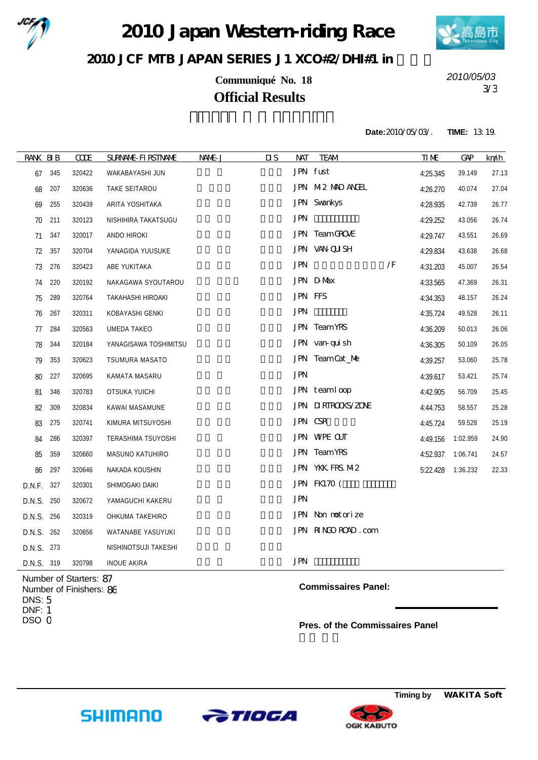# 2010 Japan Western-riding Race

## 2010 JCF MTB JAPAN SERIES J1 XCO#2/DHI#1 in

**Communiqué No. 18**

2010/05/03

## Official Results

**Date:** 2010/05/03/. **TIME:** 13:19.

| RANK | BIB | CODE | SURNAME-FIRSTNAME | NAME-J | DIS | NAT | TEAM | TIME | GAP | km/h |
|---|---|---|---|---|---|---|---|---|---|---|
| 67 | 345 | 320422 | WAKABAYASHI JUN | | | JPN | fust | 4:25.345 | 39.149 | 27.13 |
| 68 | 207 | 320636 | TAKE SEITAROU | | | JPN | M-2 MAD ANGEL | 4:26.270 | 40.074 | 27.04 |
| 69 | 255 | 320439 | ARITA YOSHITAKA | | | JPN | Swankys | 4:28.935 | 42.739 | 26.77 |
| 70 | 211 | 320123 | NISHIHIRA TAKATSUGU | | | JPN | | 4:29.252 | 43.056 | 26.74 |
| 71 | 347 | 320017 | ANDO HIROKI | | | JPN | Team GROVE | 4:29.747 | 43.551 | 26.69 |
| 72 | 357 | 320704 | YANAGIDA YUUSUKE | | | JPN | VAN-QUISH | 4:29.834 | 43.638 | 26.68 |
| 73 | 276 | 320423 | ABE YUKITAKA | | | JPN | /F | 4:31.203 | 45.007 | 26.54 |
| 74 | 220 | 320192 | NAKAGAWA SYOUTAROU | | | JPN | D-Max | 4:33.565 | 47.369 | 26.31 |
| 75 | 289 | 320764 | TAKAHASHI HIROAKI | | | JPN | FFS | 4:34.353 | 48.157 | 26.24 |
| 76 | 267 | 320311 | KOBAYASHI GENKI | | | JPN | | 4:35.724 | 49.528 | 26.11 |
| 77 | 284 | 320563 | UMEDA TAKEO | | | JPN | Team YRS | 4:36.209 | 50.013 | 26.06 |
| 78 | 344 | 320184 | YANAGISAWA TOSHIMITSU | | | JPN | van-quish | 4:36.305 | 50.109 | 26.05 |
| 79 | 353 | 320623 | TSUMURA MASATO | | | JPN | Team Cat_Me | 4:39.257 | 53.060 | 25.78 |
| 80 | 227 | 320695 | KAMATA MASARU | | | JPN | | 4:39.617 | 53.421 | 25.74 |
| 81 | 346 | 320783 | OTSUKA YUICHI | | | JPN | teamloop | 4:42.905 | 56.709 | 25.45 |
| 82 | 309 | 320834 | KAWAI MASAMUNE | | | JPN | DIRTROCKS/ZONE | 4:44.753 | 58.557 | 25.28 |
| 83 | 275 | 320741 | KIMURA MITSUYOSHI | | | JPN | CSR | 4:45.724 | 59.528 | 25.19 |
| 84 | 286 | 320397 | TERASHIMA TSUYOSHI | | | JPN | WIPE OUT | 4:49.156 | 1:02.959 | 24.90 |
| 85 | 359 | 320660 | MASUNO KATUHIRO | | | JPN | Team YRS | 4:52.937 | 1:06.741 | 24.57 |
| 86 | 297 | 320646 | NAKADA KOUSHIN | | | JPN | YKK.FRS.M-2 | 5:22.428 | 1:36.232 | 22.33 |
| D.N.F. | 327 | 320301 | SHIMOGAKI DAIKI | | | JPN | FK170 ( | | | |
| D.N.S. | 250 | 320672 | YAMAGUCHI KAKERU | | | JPN | | | | |
| D.N.S. | 256 | 320319 | OHKUMA TAKEHIRO | | | JPN | Non motorize | | | |
| D.N.S. | 262 | 320656 | WATANABE YASUYUKI | | | JPN | RINGO ROAD.com | | | |
| D.N.S. | 273 | | NISHINOTSUJI TAKESHI | | | | | | | |
| D.N.S. | 319 | 320798 | INOUE AKIRA | | | JPN | | | | |

Number of Starters: 87
Number of Finishers: 86
DNS: 5
DNF: 1
DSO 0

**Commissaires Panel:**

**Pres. of the Commissaires Panel**

Timing by **WAKITA Soft**